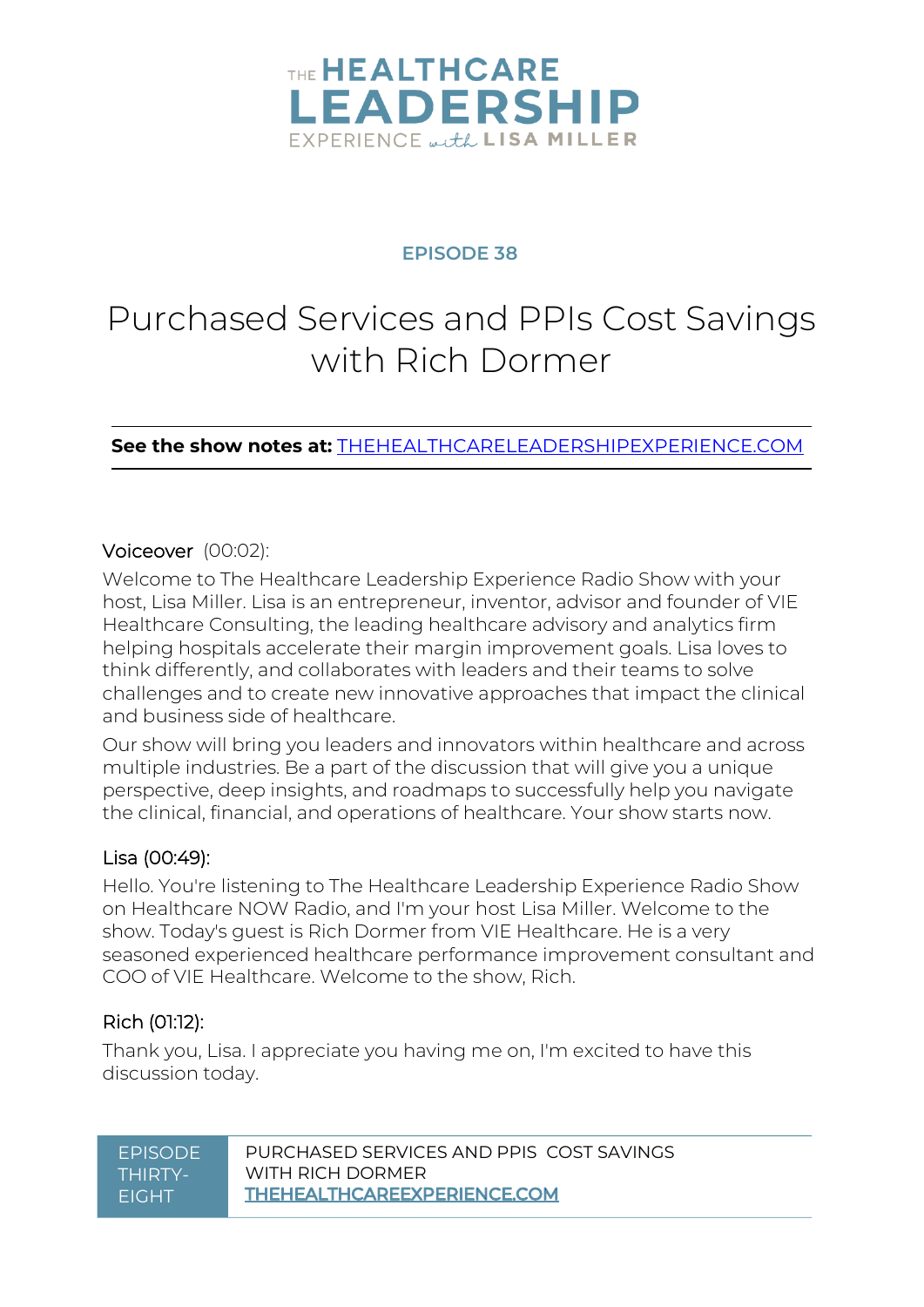# THE HEALTHCARE LEADERSHIP EXPERIENCE with LISA MILLER

## EPISODE 38

# Purchased Services and PPIs Cost Savings with Rich Dormer

**See the show notes at:** [THEHEALTHCARELEADERSHIPEXPERIENCE.COM](https://thehealthcareleadershipexperience.com)

Voiceover (00:02):

Welcome to The Healthcare Leadership Experience Radio Show with your host, Lisa Miller. Lisa is an entrepreneur, inventor, advisor and founder of VIE Healthcare Consulting, the leading healthcare advisory and analytics firm helping hospitals accelerate their margin improvement goals. Lisa loves to think differently, and collaborates with leaders and their teams to solve challenges and to create new innovative approaches that impact the clinical and business side of healthcare.

Our show will bring you leaders and innovators within healthcare and across multiple industries. Be a part of the discussion that will give you a unique perspective, deep insights, and roadmaps to successfully help you navigate the clinical, financial, and operations of healthcare. Your show starts now.

Lisa (00:49):

Hello. You're listening to The Healthcare Leadership Experience Radio Show on Healthcare NOW Radio, and I'm your host Lisa Miller. Welcome to the show. Today's guest is Rich Dormer from VIE Healthcare. He is a very seasoned experienced healthcare performance improvement consultant and COO of VIE Healthcare. Welcome to the show, Rich.

Rich (01:12):

Thank you, Lisa. I appreciate you having me on, I'm excited to have this discussion today.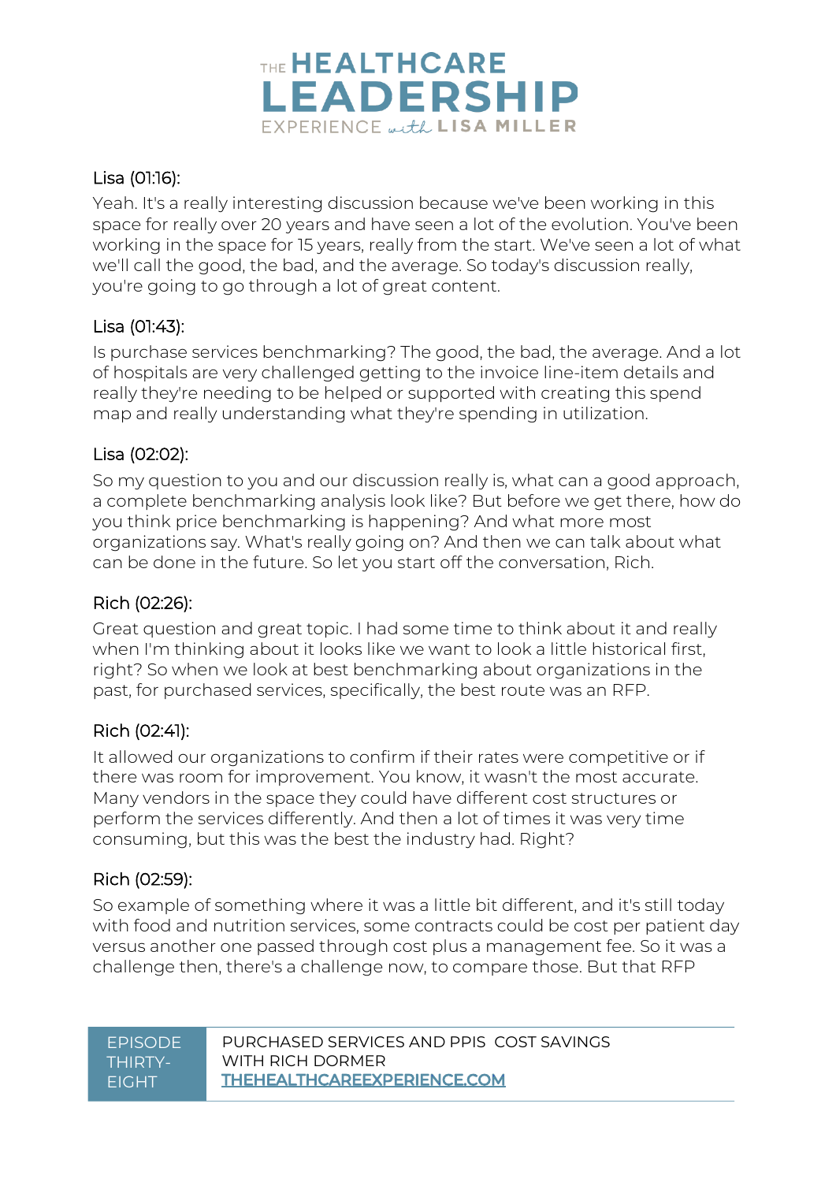Lisa (01:16):

Yeah. It's a really interesting discussion because we've been working in this space for really over 20 years and have seen a lot of the evolution. You've been working in the space for 15 years, really from the start. We've seen a lot of what we'll call the good, the bad, and the average. So today's discussion really, you're going to go through a lot of great content.

Lisa (01:43):

Is purchase services benchmarking? The good, the bad, the average. And a lot of hospitals are very challenged getting to the invoice line-item details and really they're needing to be helped or supported with creating this spend map and really understanding what they're spending in utilization.

Lisa (02:02):

So my question to you and our discussion really is, what can a good approach, a complete benchmarking analysis look like? But before we get there, how do you think price benchmarking is happening? And what more most organizations say. What's really going on? And then we can talk about what can be done in the future. So let you start off the conversation, Rich.

Rich (02:26):

Great question and great topic. I had some time to think about it and really when I'm thinking about it looks like we want to look a little historical first, right? So when we look at best benchmarking about organizations in the past, for purchased services, specifically, the best route was an RFP.

Rich (02:41):

It allowed our organizations to confirm if their rates were competitive or if there was room for improvement. You know, it wasn't the most accurate. Many vendors in the space they could have different cost structures or perform the services differently. And then a lot of times it was very time consuming, but this was the best the industry had. Right?

Rich (02:59):

So example of something where it was a little bit different, and it's still today with food and nutrition services, some contracts could be cost per patient day versus another one passed through cost plus a management fee. So it was a challenge then, there's a challenge now, to compare those. But that RFP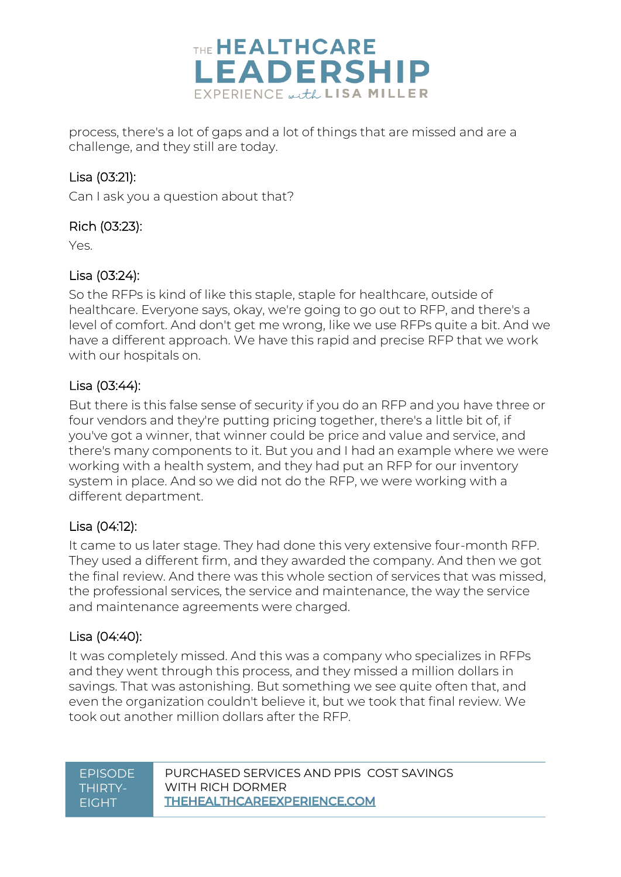process, there's a lot of gaps and a lot of things that are missed and are a challenge, and they still are today.

Lisa (03:21):

Can I ask you a question about that?

Rich (03:23):

Yes.

Lisa (03:24):

So the RFPs is kind of like this staple, staple for healthcare, outside of healthcare. Everyone says, okay, we're going to go out to RFP, and there's a level of comfort. And don't get me wrong, like we use RFPs quite a bit. And we have a different approach. We have this rapid and precise RFP that we work with our hospitals on.

Lisa (03:44):

But there is this false sense of security if you do an RFP and you have three or four vendors and they're putting pricing together, there's a little bit of, if you've got a winner, that winner could be price and value and service, and there's many components to it. But you and I had an example where we were working with a health system, and they had put an RFP for our inventory system in place. And so we did not do the RFP, we were working with a different department.

Lisa (04:12):

It came to us later stage. They had done this very extensive four-month RFP. They used a different firm, and they awarded the company. And then we got the final review. And there was this whole section of services that was missed, the professional services, the service and maintenance, the way the service and maintenance agreements were charged.

Lisa (04:40):

It was completely missed. And this was a company who specializes in RFPs and they went through this process, and they missed a million dollars in savings. That was astonishing. But something we see quite often that, and even the organization couldn't believe it, but we took that final review. We took out another million dollars after the RFP.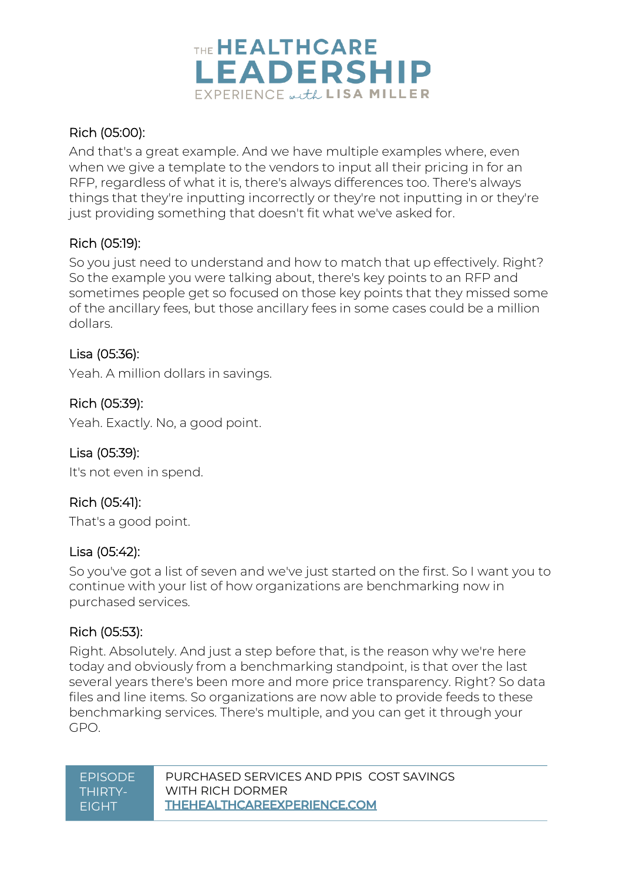Rich (05:00):

And that's a great example. And we have multiple examples where, even when we give a template to the vendors to input all their pricing in for an RFP, regardless of what it is, there's always differences too. There's always things that they're inputting incorrectly or they're not inputting in or they're just providing something that doesn't fit what we've asked for.

Rich (05:19):

So you just need to understand and how to match that up effectively. Right? So the example you were talking about, there's key points to an RFP and sometimes people get so focused on those key points that they missed some of the ancillary fees, but those ancillary fees in some cases could be a million dollars.

Lisa (05:36):

Yeah. A million dollars in savings.

Rich (05:39):

Yeah. Exactly. No, a good point.

Lisa (05:39):

It's not even in spend.

Rich (05:41):

That's a good point.

Lisa (05:42):

So you've got a list of seven and we've just started on the first. So I want you to continue with your list of how organizations are benchmarking now in purchased services.

Rich (05:53):

Right. Absolutely. And just a step before that, is the reason why we're here today and obviously from a benchmarking standpoint, is that over the last several years there's been more and more price transparency. Right? So data files and line items. So organizations are now able to provide feeds to these benchmarking services. There's multiple, and you can get it through your GPO.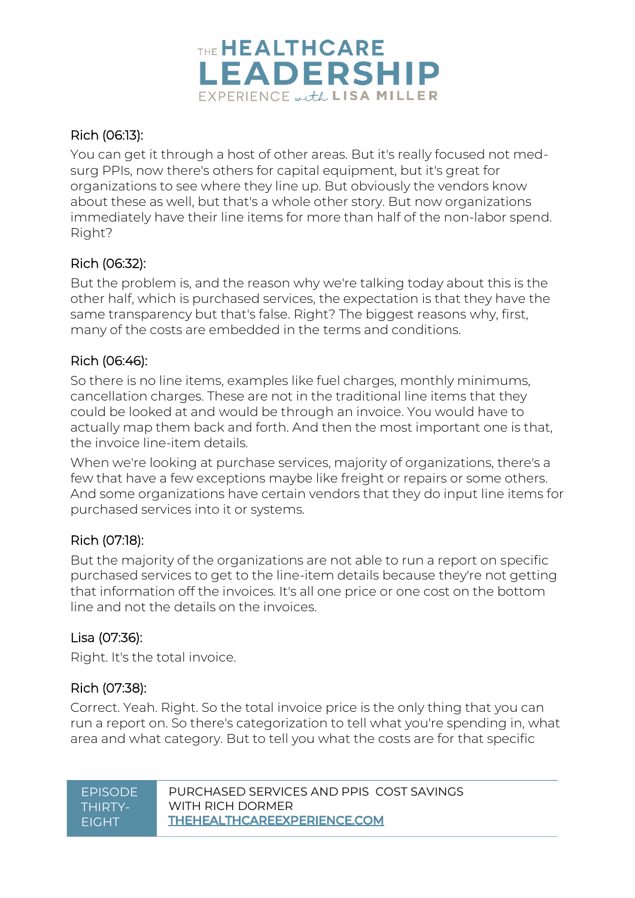Rich (06:13):

You can get it through a host of other areas. But it's really focused not med-surg PPIs, now there's others for capital equipment, but it's great for organizations to see where they line up. But obviously the vendors know about these as well, but that's a whole other story. But now organizations immediately have their line items for more than half of the non-labor spend. Right?

Rich (06:32):

But the problem is, and the reason why we're talking today about this is the other half, which is purchased services, the expectation is that they have the same transparency but that's false. Right? The biggest reasons why, first, many of the costs are embedded in the terms and conditions.

Rich (06:46):

So there is no line items, examples like fuel charges, monthly minimums, cancellation charges. These are not in the traditional line items that they could be looked at and would be through an invoice. You would have to actually map them back and forth. And then the most important one is that, the invoice line-item details.

When we're looking at purchase services, majority of organizations, there's a few that have a few exceptions maybe like freight or repairs or some others. And some organizations have certain vendors that they do input line items for purchased services into it or systems.

Rich (07:18):

But the majority of the organizations are not able to run a report on specific purchased services to get to the line-item details because they're not getting that information off the invoices. It's all one price or one cost on the bottom line and not the details on the invoices.

Lisa (07:36):

Right. It's the total invoice.

Rich (07:38):

Correct. Yeah. Right. So the total invoice price is the only thing that you can run a report on. So there's categorization to tell what you're spending in, what area and what category. But to tell you what the costs are for that specific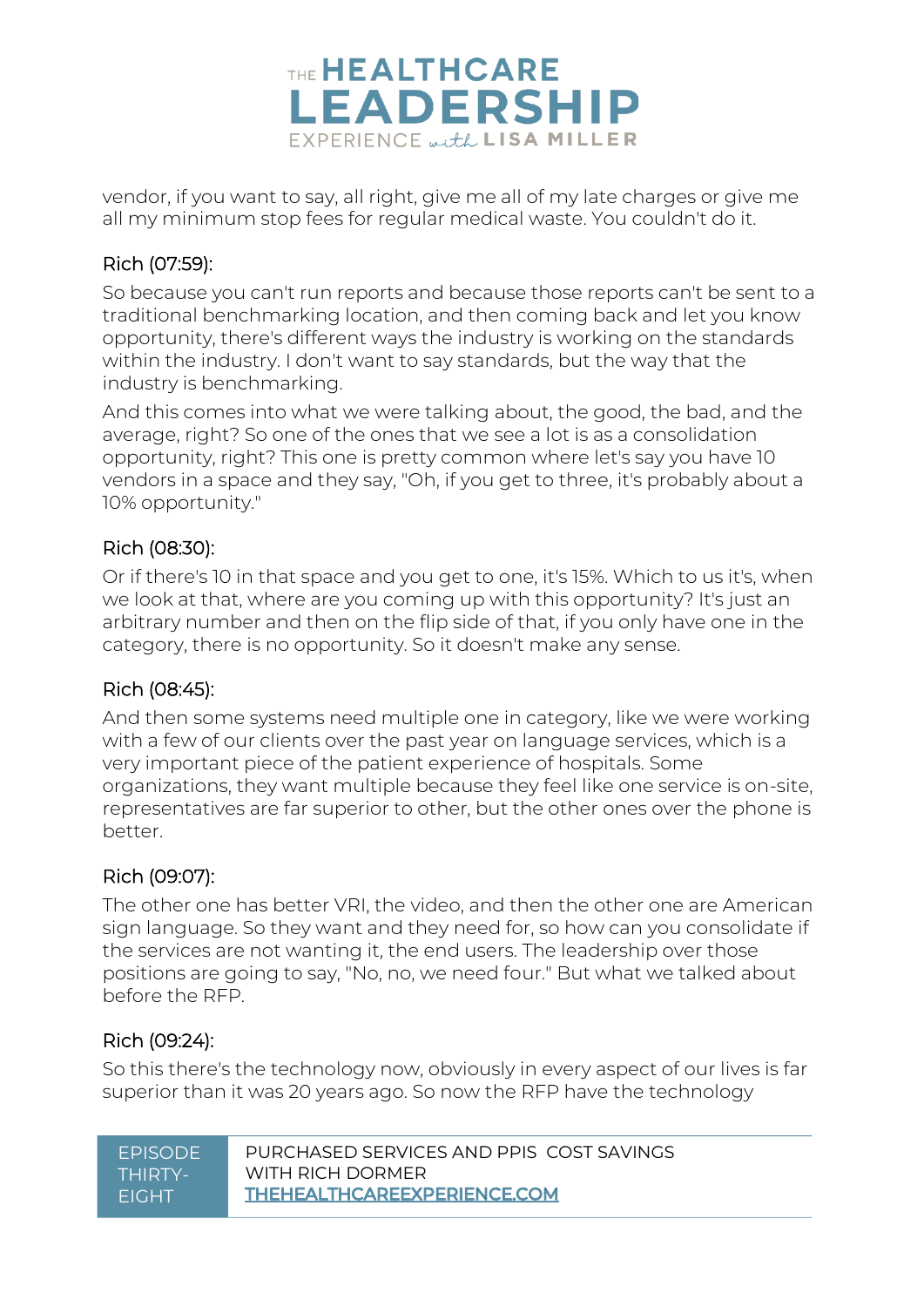vendor, if you want to say, all right, give me all of my late charges or give me all my minimum stop fees for regular medical waste. You couldn't do it.

Rich (07:59):

So because you can't run reports and because those reports can't be sent to a traditional benchmarking location, and then coming back and let you know opportunity, there's different ways the industry is working on the standards within the industry. I don't want to say standards, but the way that the industry is benchmarking.

And this comes into what we were talking about, the good, the bad, and the average, right? So one of the ones that we see a lot is as a consolidation opportunity, right? This one is pretty common where let's say you have 10 vendors in a space and they say, "Oh, if you get to three, it's probably about a 10% opportunity."

Rich (08:30):

Or if there's 10 in that space and you get to one, it's 15%. Which to us it's, when we look at that, where are you coming up with this opportunity? It's just an arbitrary number and then on the flip side of that, if you only have one in the category, there is no opportunity. So it doesn't make any sense.

Rich (08:45):

And then some systems need multiple one in category, like we were working with a few of our clients over the past year on language services, which is a very important piece of the patient experience of hospitals. Some organizations, they want multiple because they feel like one service is on-site, representatives are far superior to other, but the other ones over the phone is better.

Rich (09:07):

The other one has better VRI, the video, and then the other one are American sign language. So they want and they need for, so how can you consolidate if the services are not wanting it, the end users. The leadership over those positions are going to say, "No, no, we need four." But what we talked about before the RFP.

Rich (09:24):

So this there's the technology now, obviously in every aspect of our lives is far superior than it was 20 years ago. So now the RFP have the technology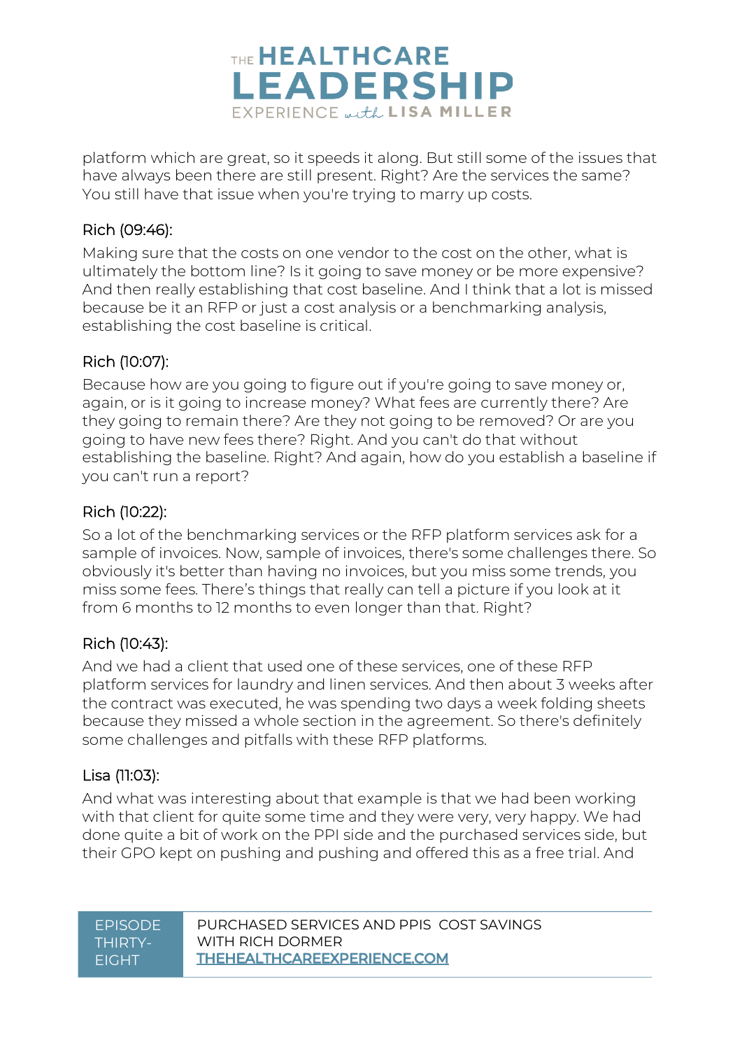platform which are great, so it speeds it along. But still some of the issues that have always been there are still present. Right? Are the services the same? You still have that issue when you're trying to marry up costs.

### Rich (09:46):

Making sure that the costs on one vendor to the cost on the other, what is ultimately the bottom line? Is it going to save money or be more expensive? And then really establishing that cost baseline. And I think that a lot is missed because be it an RFP or just a cost analysis or a benchmarking analysis, establishing the cost baseline is critical.

### Rich (10:07):

Because how are you going to figure out if you're going to save money or, again, or is it going to increase money? What fees are currently there? Are they going to remain there? Are they not going to be removed? Or are you going to have new fees there? Right. And you can't do that without establishing the baseline. Right? And again, how do you establish a baseline if you can't run a report?

### Rich (10:22):

So a lot of the benchmarking services or the RFP platform services ask for a sample of invoices. Now, sample of invoices, there's some challenges there. So obviously it's better than having no invoices, but you miss some trends, you miss some fees. There's things that really can tell a picture if you look at it from 6 months to 12 months to even longer than that. Right?

### Rich (10:43):

And we had a client that used one of these services, one of these RFP platform services for laundry and linen services. And then about 3 weeks after the contract was executed, he was spending two days a week folding sheets because they missed a whole section in the agreement. So there's definitely some challenges and pitfalls with these RFP platforms.

### Lisa (11:03):

And what was interesting about that example is that we had been working with that client for quite some time and they were very, very happy. We had done quite a bit of work on the PPI side and the purchased services side, but their GPO kept on pushing and pushing and offered this as a free trial. And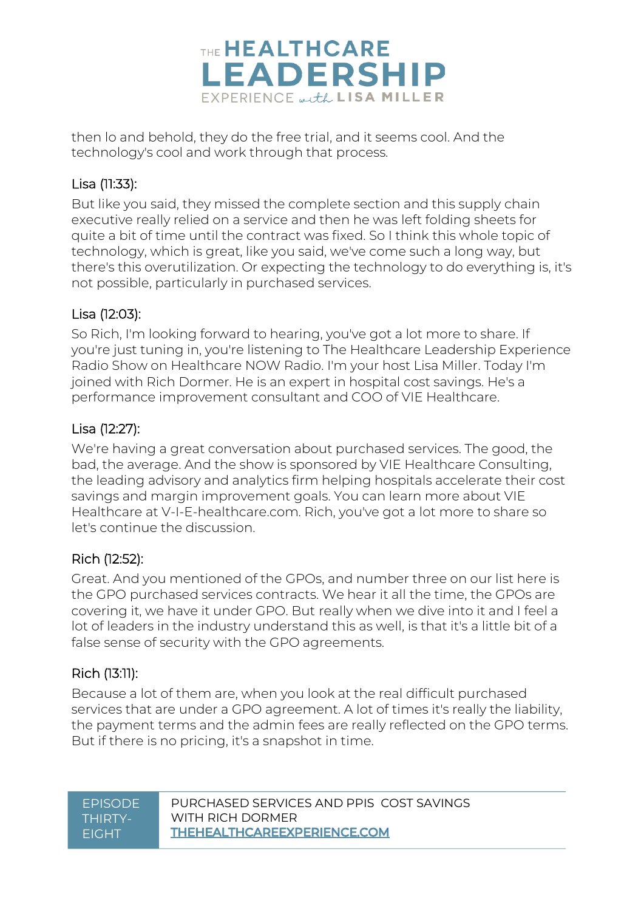then lo and behold, they do the free trial, and it seems cool. And the technology's cool and work through that process.

Lisa (11:33):

But like you said, they missed the complete section and this supply chain executive really relied on a service and then he was left folding sheets for quite a bit of time until the contract was fixed. So I think this whole topic of technology, which is great, like you said, we've come such a long way, but there's this overutilization. Or expecting the technology to do everything is, it's not possible, particularly in purchased services.

Lisa (12:03):

So Rich, I'm looking forward to hearing, you've got a lot more to share. If you're just tuning in, you're listening to The Healthcare Leadership Experience Radio Show on Healthcare NOW Radio. I'm your host Lisa Miller. Today I'm joined with Rich Dormer. He is an expert in hospital cost savings. He's a performance improvement consultant and COO of VIE Healthcare.

Lisa (12:27):

We're having a great conversation about purchased services. The good, the bad, the average. And the show is sponsored by VIE Healthcare Consulting, the leading advisory and analytics firm helping hospitals accelerate their cost savings and margin improvement goals. You can learn more about VIE Healthcare at V-I-E-healthcare.com. Rich, you've got a lot more to share so let's continue the discussion.

Rich (12:52):

Great. And you mentioned of the GPOs, and number three on our list here is the GPO purchased services contracts. We hear it all the time, the GPOs are covering it, we have it under GPO. But really when we dive into it and I feel a lot of leaders in the industry understand this as well, is that it's a little bit of a false sense of security with the GPO agreements.

Rich (13:11):

Because a lot of them are, when you look at the real difficult purchased services that are under a GPO agreement. A lot of times it's really the liability, the payment terms and the admin fees are really reflected on the GPO terms. But if there is no pricing, it's a snapshot in time.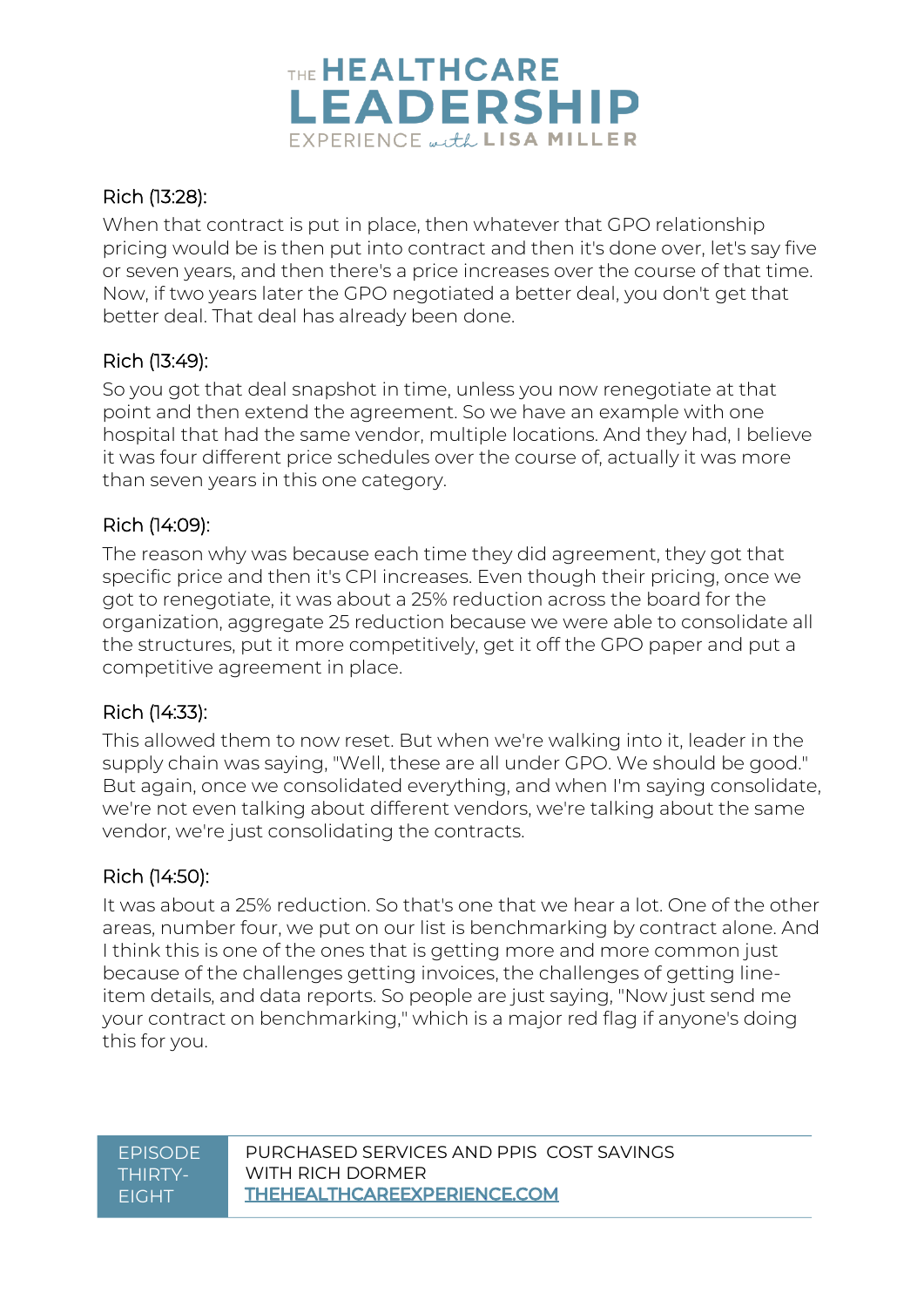Rich (13:28):

When that contract is put in place, then whatever that GPO relationship pricing would be is then put into contract and then it's done over, let's say five or seven years, and then there's a price increases over the course of that time. Now, if two years later the GPO negotiated a better deal, you don't get that better deal. That deal has already been done.

Rich (13:49):

So you got that deal snapshot in time, unless you now renegotiate at that point and then extend the agreement. So we have an example with one hospital that had the same vendor, multiple locations. And they had, I believe it was four different price schedules over the course of, actually it was more than seven years in this one category.

Rich (14:09):

The reason why was because each time they did agreement, they got that specific price and then it's CPI increases. Even though their pricing, once we got to renegotiate, it was about a 25% reduction across the board for the organization, aggregate 25 reduction because we were able to consolidate all the structures, put it more competitively, get it off the GPO paper and put a competitive agreement in place.

Rich (14:33):

This allowed them to now reset. But when we're walking into it, leader in the supply chain was saying, "Well, these are all under GPO. We should be good." But again, once we consolidated everything, and when I'm saying consolidate, we're not even talking about different vendors, we're talking about the same vendor, we're just consolidating the contracts.

Rich (14:50):

It was about a 25% reduction. So that's one that we hear a lot. One of the other areas, number four, we put on our list is benchmarking by contract alone. And I think this is one of the ones that is getting more and more common just because of the challenges getting invoices, the challenges of getting line-item details, and data reports. So people are just saying, "Now just send me your contract on benchmarking," which is a major red flag if anyone's doing this for you.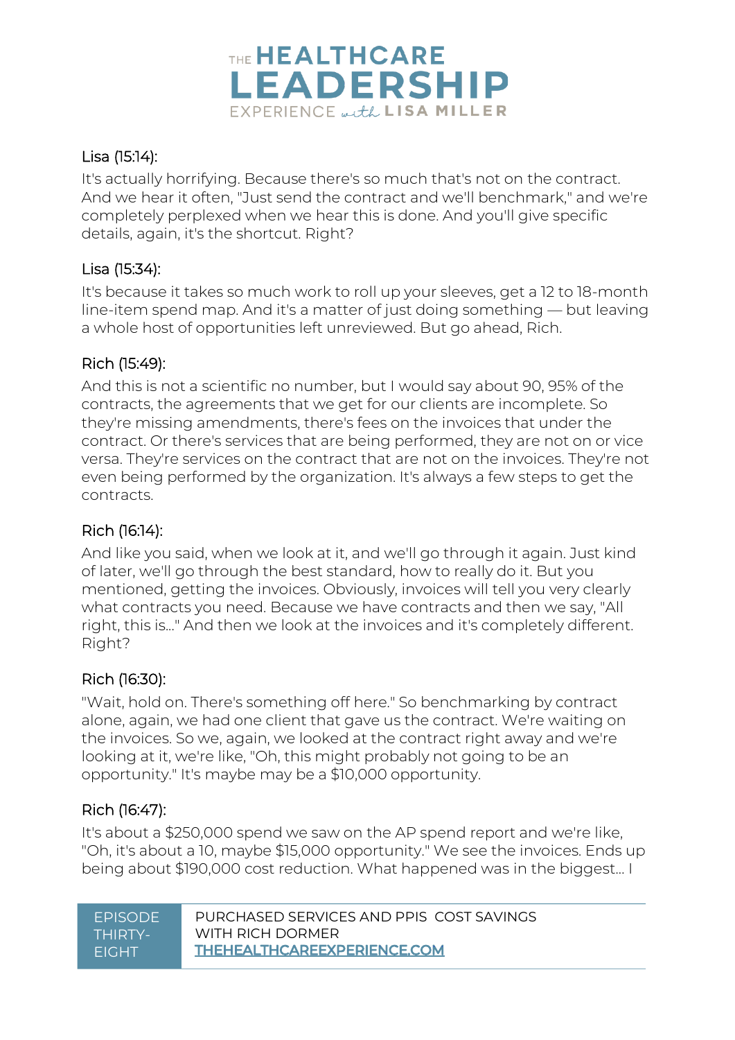Lisa (15:14):

It's actually horrifying. Because there's so much that's not on the contract. And we hear it often, "Just send the contract and we'll benchmark," and we're completely perplexed when we hear this is done. And you'll give specific details, again, it's the shortcut. Right?

Lisa (15:34):

It's because it takes so much work to roll up your sleeves, get a 12 to 18-month line-item spend map. And it's a matter of just doing something — but leaving a whole host of opportunities left unreviewed. But go ahead, Rich.

Rich (15:49):

And this is not a scientific no number, but I would say about 90, 95% of the contracts, the agreements that we get for our clients are incomplete. So they're missing amendments, there's fees on the invoices that under the contract. Or there's services that are being performed, they are not on or vice versa. They're services on the contract that are not on the invoices. They're not even being performed by the organization. It's always a few steps to get the contracts.

Rich (16:14):

And like you said, when we look at it, and we'll go through it again. Just kind of later, we'll go through the best standard, how to really do it. But you mentioned, getting the invoices. Obviously, invoices will tell you very clearly what contracts you need. Because we have contracts and then we say, "All right, this is..." And then we look at the invoices and it's completely different. Right?

Rich (16:30):

"Wait, hold on. There's something off here." So benchmarking by contract alone, again, we had one client that gave us the contract. We're waiting on the invoices. So we, again, we looked at the contract right away and we're looking at it, we're like, "Oh, this might probably not going to be an opportunity." It's maybe may be a $10,000 opportunity.

Rich (16:47):

It's about a $250,000 spend we saw on the AP spend report and we're like, "Oh, it's about a 10, maybe $15,000 opportunity." We see the invoices. Ends up being about $190,000 cost reduction. What happened was in the biggest... I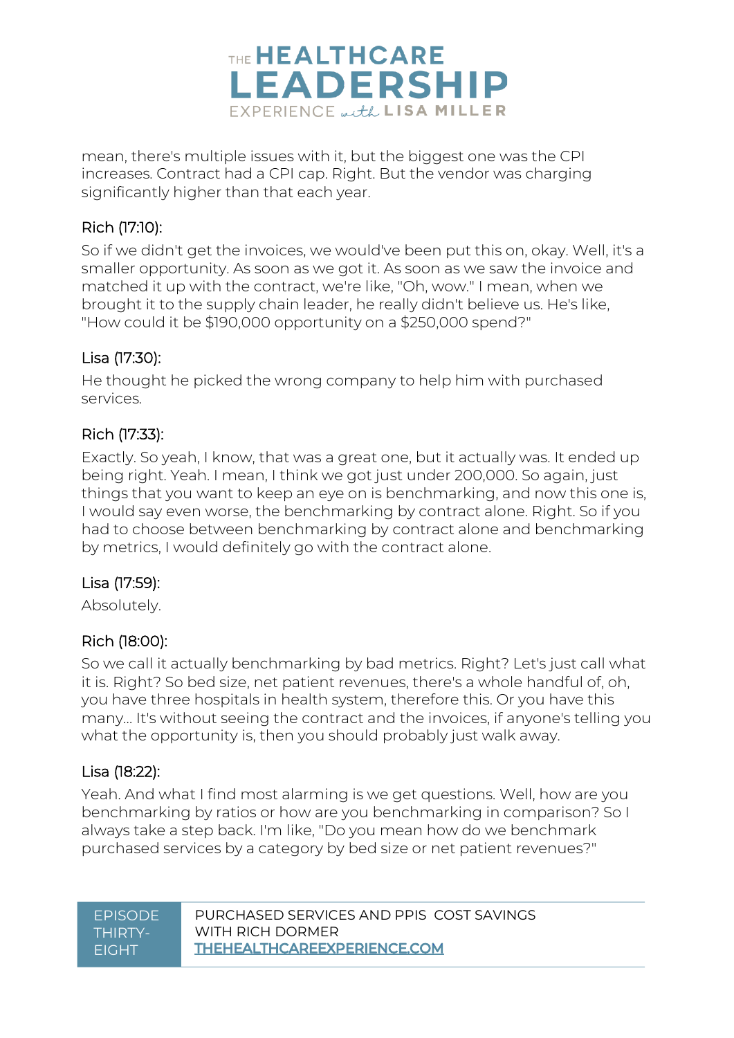mean, there's multiple issues with it, but the biggest one was the CPI increases. Contract had a CPI cap. Right. But the vendor was charging significantly higher than that each year.

Rich (17:10):

So if we didn't get the invoices, we would've been put this on, okay. Well, it's a smaller opportunity. As soon as we got it. As soon as we saw the invoice and matched it up with the contract, we're like, "Oh, wow." I mean, when we brought it to the supply chain leader, he really didn't believe us. He's like, "How could it be $190,000 opportunity on a $250,000 spend?"

Lisa (17:30):

He thought he picked the wrong company to help him with purchased services.

Rich (17:33):

Exactly. So yeah, I know, that was a great one, but it actually was. It ended up being right. Yeah. I mean, I think we got just under 200,000. So again, just things that you want to keep an eye on is benchmarking, and now this one is, I would say even worse, the benchmarking by contract alone. Right. So if you had to choose between benchmarking by contract alone and benchmarking by metrics, I would definitely go with the contract alone.

Lisa (17:59):

Absolutely.

Rich (18:00):

So we call it actually benchmarking by bad metrics. Right? Let's just call what it is. Right? So bed size, net patient revenues, there's a whole handful of, oh, you have three hospitals in health system, therefore this. Or you have this many... It's without seeing the contract and the invoices, if anyone's telling you what the opportunity is, then you should probably just walk away.

Lisa (18:22):

Yeah. And what I find most alarming is we get questions. Well, how are you benchmarking by ratios or how are you benchmarking in comparison? So I always take a step back. I'm like, "Do you mean how do we benchmark purchased services by a category by bed size or net patient revenues?"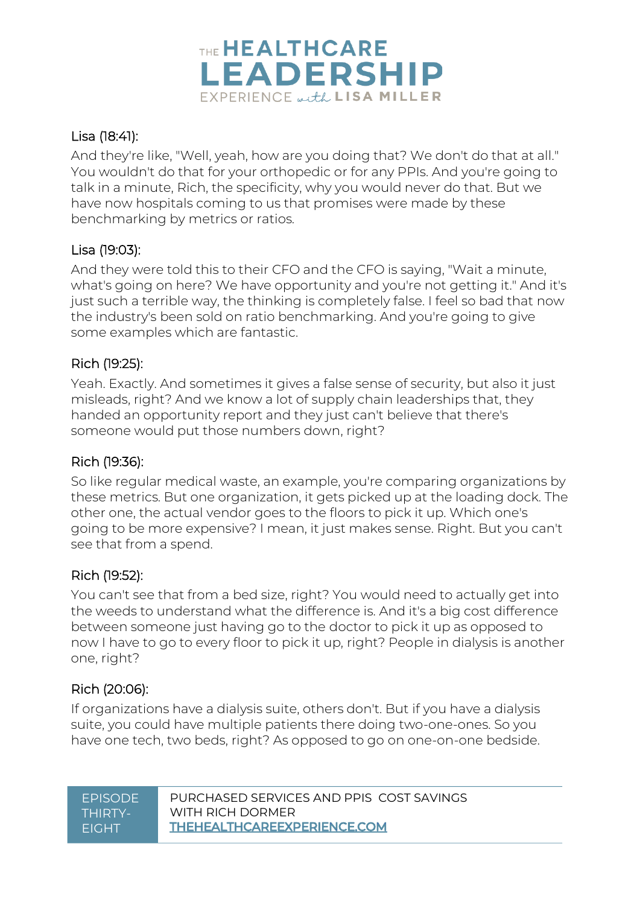Lisa (18:41):

And they're like, "Well, yeah, how are you doing that? We don't do that at all." You wouldn't do that for your orthopedic or for any PPIs. And you're going to talk in a minute, Rich, the specificity, why you would never do that. But we have now hospitals coming to us that promises were made by these benchmarking by metrics or ratios.

Lisa (19:03):

And they were told this to their CFO and the CFO is saying, "Wait a minute, what's going on here? We have opportunity and you're not getting it." And it's just such a terrible way, the thinking is completely false. I feel so bad that now the industry's been sold on ratio benchmarking. And you're going to give some examples which are fantastic.

Rich (19:25):

Yeah. Exactly. And sometimes it gives a false sense of security, but also it just misleads, right? And we know a lot of supply chain leaderships that, they handed an opportunity report and they just can't believe that there's someone would put those numbers down, right?

Rich (19:36):

So like regular medical waste, an example, you're comparing organizations by these metrics. But one organization, it gets picked up at the loading dock. The other one, the actual vendor goes to the floors to pick it up. Which one's going to be more expensive? I mean, it just makes sense. Right. But you can't see that from a spend.

Rich (19:52):

You can't see that from a bed size, right? You would need to actually get into the weeds to understand what the difference is. And it's a big cost difference between someone just having go to the doctor to pick it up as opposed to now I have to go to every floor to pick it up, right? People in dialysis is another one, right?

Rich (20:06):

If organizations have a dialysis suite, others don't. But if you have a dialysis suite, you could have multiple patients there doing two-one-ones. So you have one tech, two beds, right? As opposed to go on one-on-one bedside.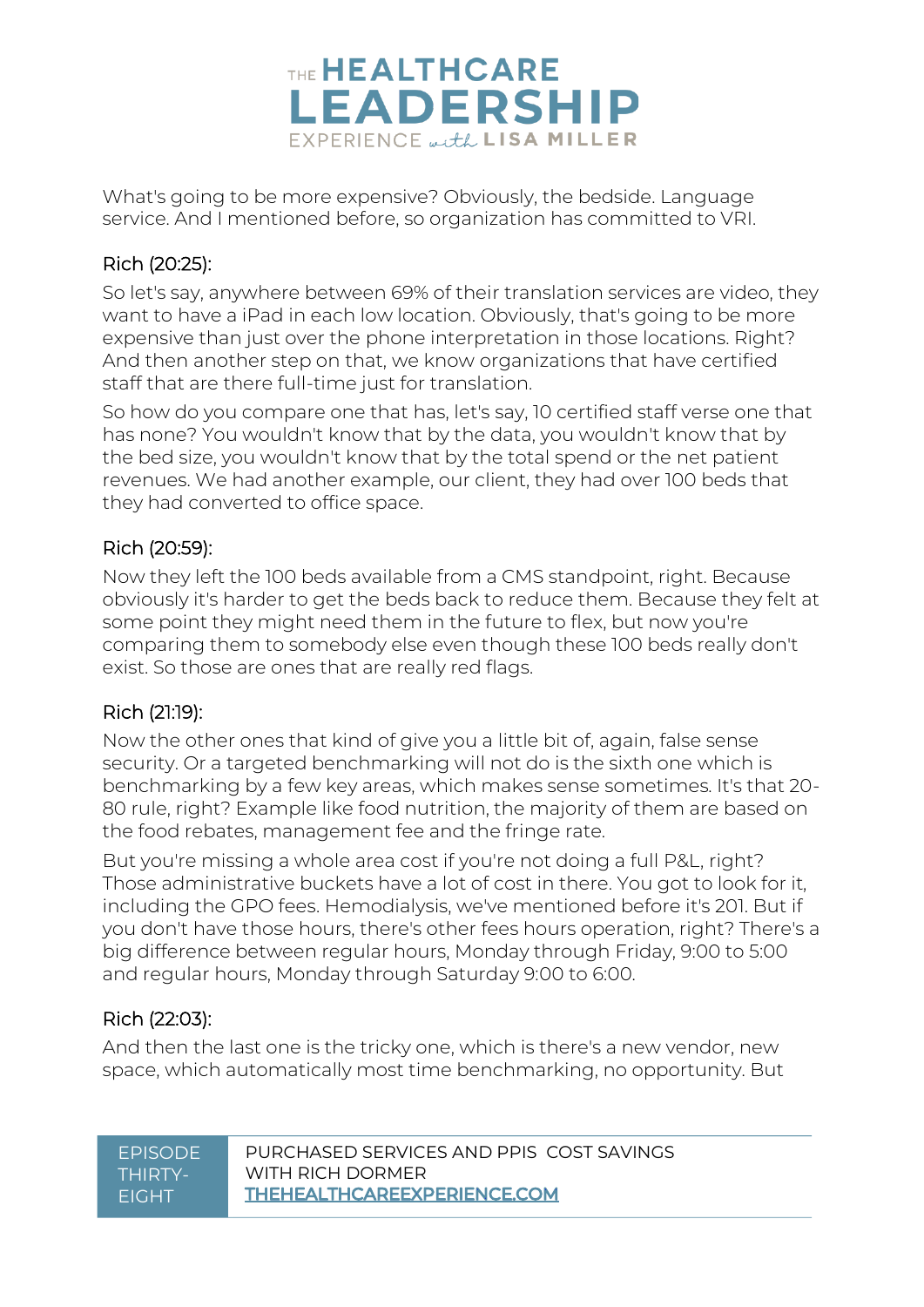What's going to be more expensive? Obviously, the bedside. Language service. And I mentioned before, so organization has committed to VRI.

### Rich (20:25):

So let's say, anywhere between 69% of their translation services are video, they want to have a iPad in each low location. Obviously, that's going to be more expensive than just over the phone interpretation in those locations. Right? And then another step on that, we know organizations that have certified staff that are there full-time just for translation.

So how do you compare one that has, let's say, 10 certified staff verse one that has none? You wouldn't know that by the data, you wouldn't know that by the bed size, you wouldn't know that by the total spend or the net patient revenues. We had another example, our client, they had over 100 beds that they had converted to office space.

### Rich (20:59):

Now they left the 100 beds available from a CMS standpoint, right. Because obviously it's harder to get the beds back to reduce them. Because they felt at some point they might need them in the future to flex, but now you're comparing them to somebody else even though these 100 beds really don't exist. So those are ones that are really red flags.

### Rich (21:19):

Now the other ones that kind of give you a little bit of, again, false sense security. Or a targeted benchmarking will not do is the sixth one which is benchmarking by a few key areas, which makes sense sometimes. It's that 20-80 rule, right? Example like food nutrition, the majority of them are based on the food rebates, management fee and the fringe rate.

But you're missing a whole area cost if you're not doing a full P&L, right? Those administrative buckets have a lot of cost in there. You got to look for it, including the GPO fees. Hemodialysis, we've mentioned before it's 201. But if you don't have those hours, there's other fees hours operation, right? There's a big difference between regular hours, Monday through Friday, 9:00 to 5:00 and regular hours, Monday through Saturday 9:00 to 6:00.

### Rich (22:03):

And then the last one is the tricky one, which is there's a new vendor, new space, which automatically most time benchmarking, no opportunity. But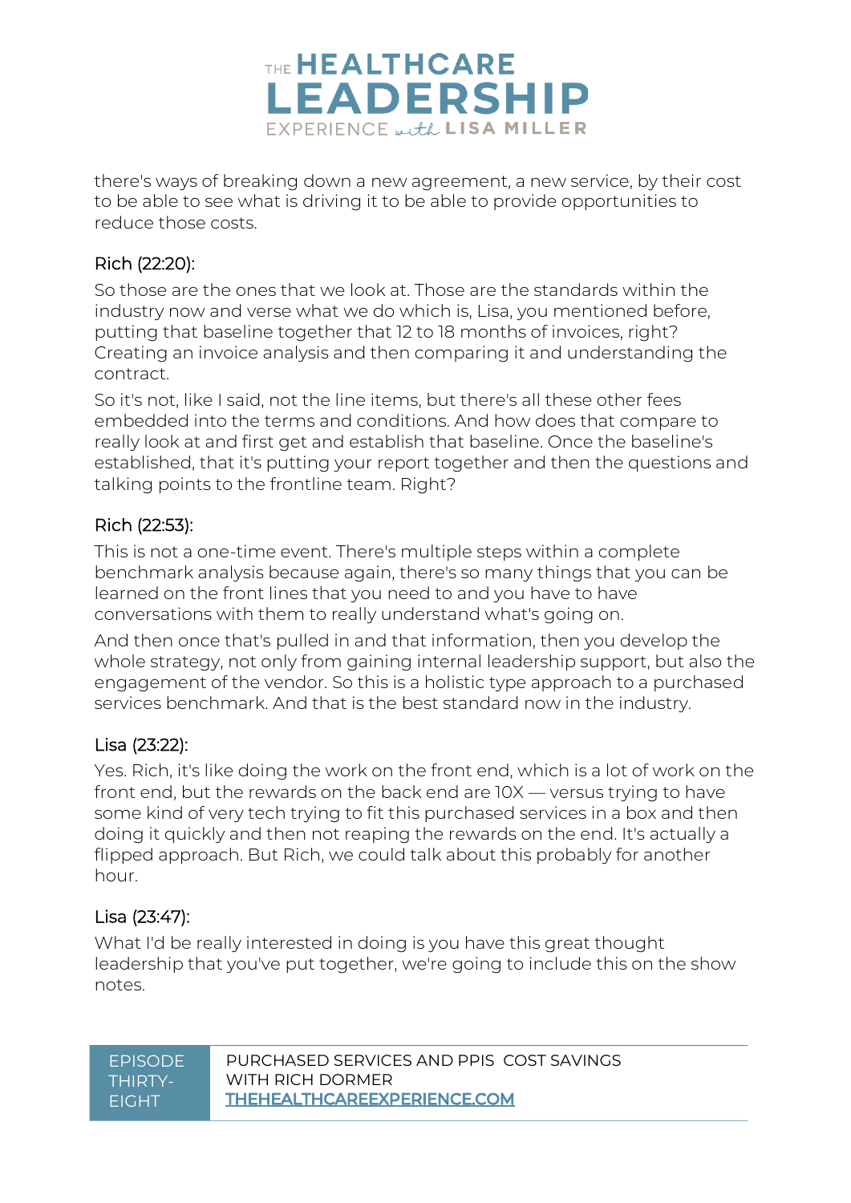there's ways of breaking down a new agreement, a new service, by their cost to be able to see what is driving it to be able to provide opportunities to reduce those costs.

Rich (22:20):

So those are the ones that we look at. Those are the standards within the industry now and verse what we do which is, Lisa, you mentioned before, putting that baseline together that 12 to 18 months of invoices, right? Creating an invoice analysis and then comparing it and understanding the contract.

So it's not, like I said, not the line items, but there's all these other fees embedded into the terms and conditions. And how does that compare to really look at and first get and establish that baseline. Once the baseline's established, that it's putting your report together and then the questions and talking points to the frontline team. Right?

Rich (22:53):

This is not a one-time event. There's multiple steps within a complete benchmark analysis because again, there's so many things that you can be learned on the front lines that you need to and you have to have conversations with them to really understand what's going on.

And then once that's pulled in and that information, then you develop the whole strategy, not only from gaining internal leadership support, but also the engagement of the vendor. So this is a holistic type approach to a purchased services benchmark. And that is the best standard now in the industry.

Lisa (23:22):

Yes. Rich, it's like doing the work on the front end, which is a lot of work on the front end, but the rewards on the back end are 10X — versus trying to have some kind of very tech trying to fit this purchased services in a box and then doing it quickly and then not reaping the rewards on the end. It's actually a flipped approach. But Rich, we could talk about this probably for another hour.

Lisa (23:47):

What I'd be really interested in doing is you have this great thought leadership that you've put together, we're going to include this on the show notes.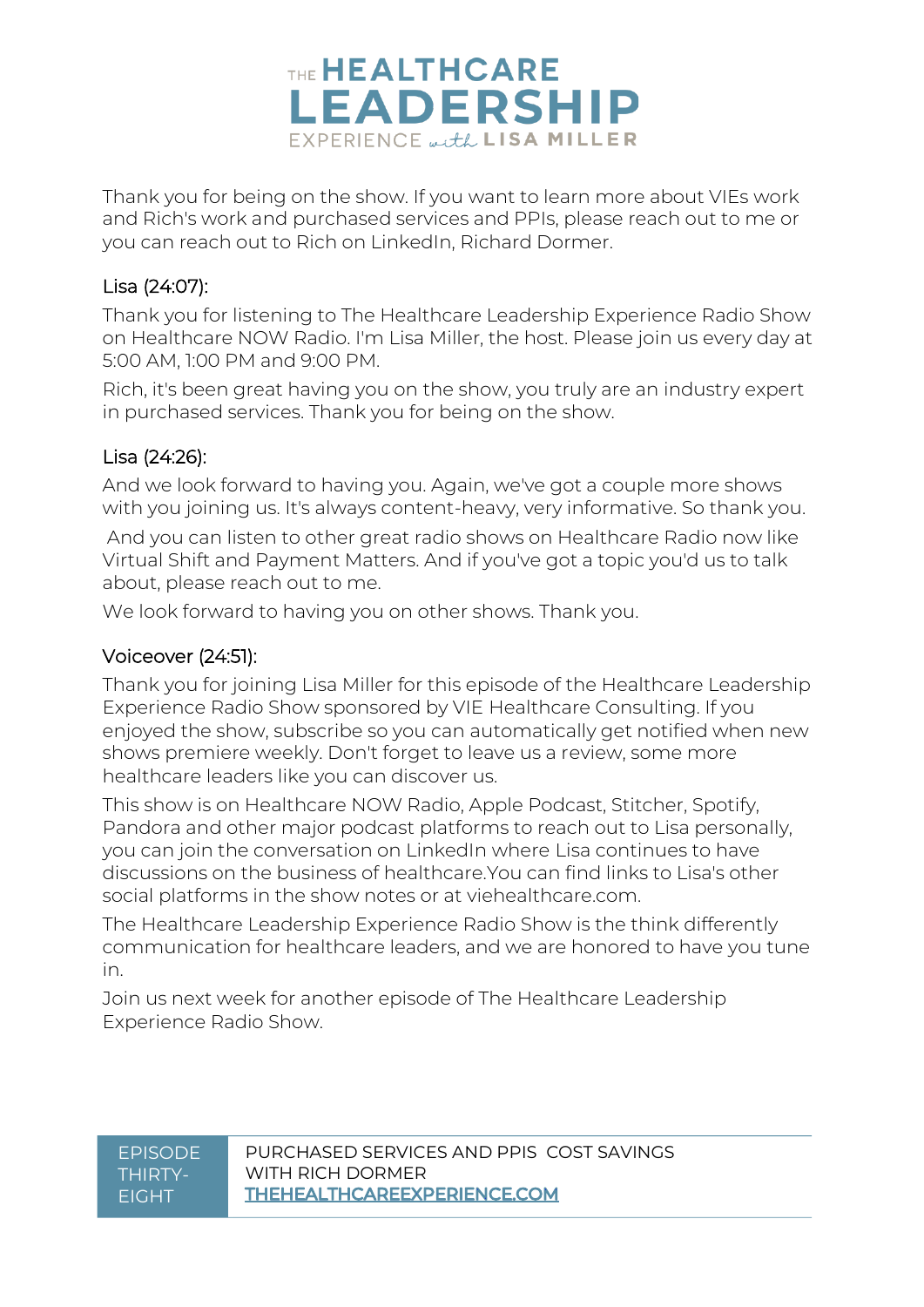Thank you for being on the show. If you want to learn more about VIEs work and Rich's work and purchased services and PPIs, please reach out to me or you can reach out to Rich on LinkedIn, Richard Dormer.

### Lisa (24:07):

Thank you for listening to The Healthcare Leadership Experience Radio Show on Healthcare NOW Radio. I'm Lisa Miller, the host. Please join us every day at 5:00 AM, 1:00 PM and 9:00 PM.

Rich, it's been great having you on the show, you truly are an industry expert in purchased services. Thank you for being on the show.

### Lisa (24:26):

And we look forward to having you. Again, we've got a couple more shows with you joining us. It's always content-heavy, very informative. So thank you.

And you can listen to other great radio shows on Healthcare Radio now like Virtual Shift and Payment Matters. And if you've got a topic you'd us to talk about, please reach out to me.

We look forward to having you on other shows. Thank you.

### Voiceover (24:51):

Thank you for joining Lisa Miller for this episode of the Healthcare Leadership Experience Radio Show sponsored by VIE Healthcare Consulting. If you enjoyed the show, subscribe so you can automatically get notified when new shows premiere weekly. Don't forget to leave us a review, some more healthcare leaders like you can discover us.

This show is on Healthcare NOW Radio, Apple Podcast, Stitcher, Spotify, Pandora and other major podcast platforms to reach out to Lisa personally, you can join the conversation on LinkedIn where Lisa continues to have discussions on the business of healthcare.You can find links to Lisa's other social platforms in the show notes or at viehealthcare.com.

The Healthcare Leadership Experience Radio Show is the think differently communication for healthcare leaders, and we are honored to have you tune in.

Join us next week for another episode of The Healthcare Leadership Experience Radio Show.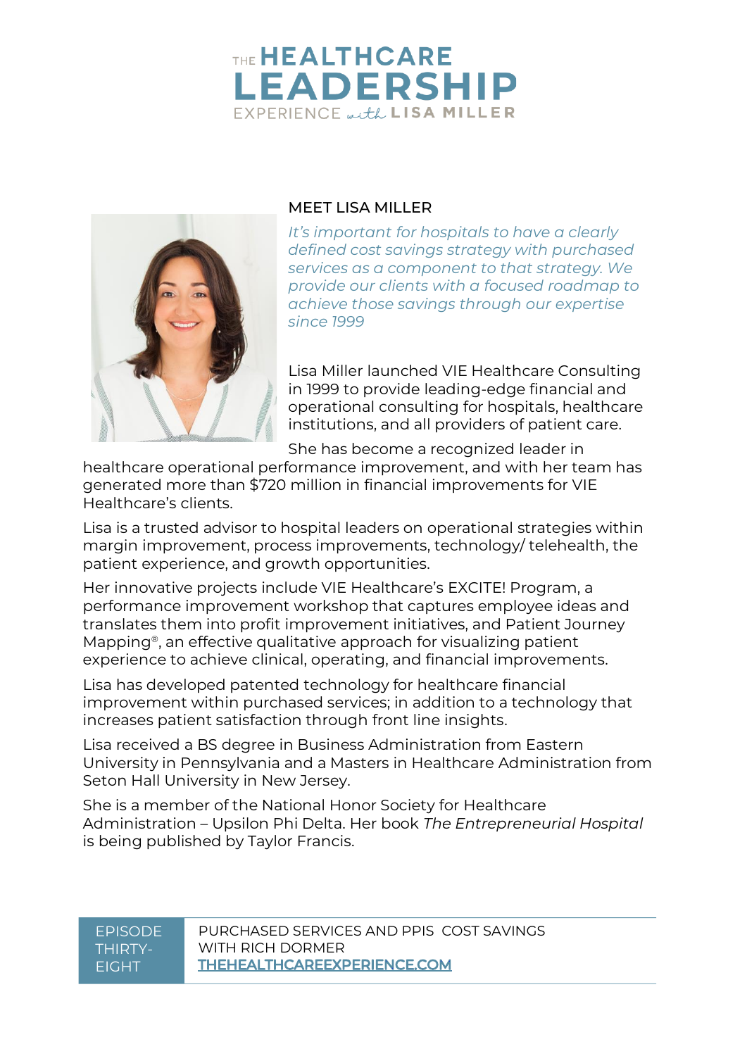# THE HEALTHCARE LEADERSHIP EXPERIENCE with LISA MILLER

## MEET LISA MILLER

*It's important for hospitals to have a clearly defined cost savings strategy with purchased services as a component to that strategy. We provide our clients with a focused roadmap to achieve those savings through our expertise since 1999*

Lisa Miller launched VIE Healthcare Consulting in 1999 to provide leading-edge financial and operational consulting for hospitals, healthcare institutions, and all providers of patient care.

She has become a recognized leader in healthcare operational performance improvement, and with her team has generated more than $720 million in financial improvements for VIE Healthcare's clients.

Lisa is a trusted advisor to hospital leaders on operational strategies within margin improvement, process improvements, technology/ telehealth, the patient experience, and growth opportunities.

Her innovative projects include VIE Healthcare's EXCITE! Program, a performance improvement workshop that captures employee ideas and translates them into profit improvement initiatives, and Patient Journey Mapping®, an effective qualitative approach for visualizing patient experience to achieve clinical, operating, and financial improvements.

Lisa has developed patented technology for healthcare financial improvement within purchased services; in addition to a technology that increases patient satisfaction through front line insights.

Lisa received a BS degree in Business Administration from Eastern University in Pennsylvania and a Masters in Healthcare Administration from Seton Hall University in New Jersey.

She is a member of the National Honor Society for Healthcare Administration – Upsilon Phi Delta. Her book *The Entrepreneurial Hospital* is being published by Taylor Francis.

EPISODE THIRTY-EIGHT | PURCHASED SERVICES AND PPIS COST SAVINGS WITH RICH DORMER
THEHEALTHCAREEXPERIENCE.COM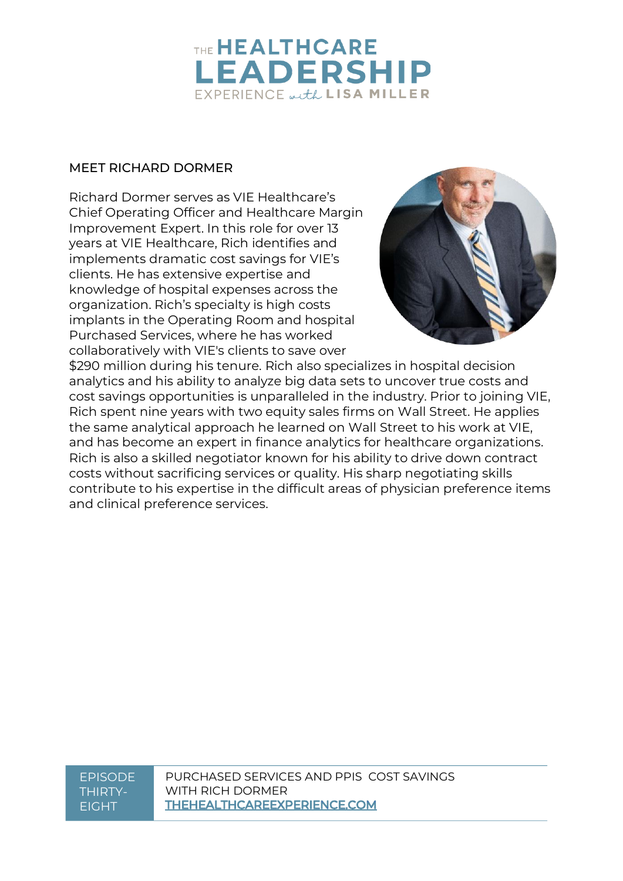# THE HEALTHCARE LEADERSHIP EXPERIENCE with LISA MILLER

## MEET RICHARD DORMER

Richard Dormer serves as VIE Healthcare's Chief Operating Officer and Healthcare Margin Improvement Expert. In this role for over 13 years at VIE Healthcare, Rich identifies and implements dramatic cost savings for VIE's clients. He has extensive expertise and knowledge of hospital expenses across the organization. Rich's specialty is high costs implants in the Operating Room and hospital Purchased Services, where he has worked collaboratively with VIE's clients to save over $290 million during his tenure. Rich also specializes in hospital decision analytics and his ability to analyze big data sets to uncover true costs and cost savings opportunities is unparalleled in the industry. Prior to joining VIE, Rich spent nine years with two equity sales firms on Wall Street. He applies the same analytical approach he learned on Wall Street to his work at VIE, and has become an expert in finance analytics for healthcare organizations. Rich is also a skilled negotiator known for his ability to drive down contract costs without sacrificing services or quality. His sharp negotiating skills contribute to his expertise in the difficult areas of physician preference items and clinical preference services.

EPISODE THIRTY-EIGHT

PURCHASED SERVICES AND PPIS COST SAVINGS WITH RICH DORMER

THEHEALTHCAREEXPERIENCE.COM